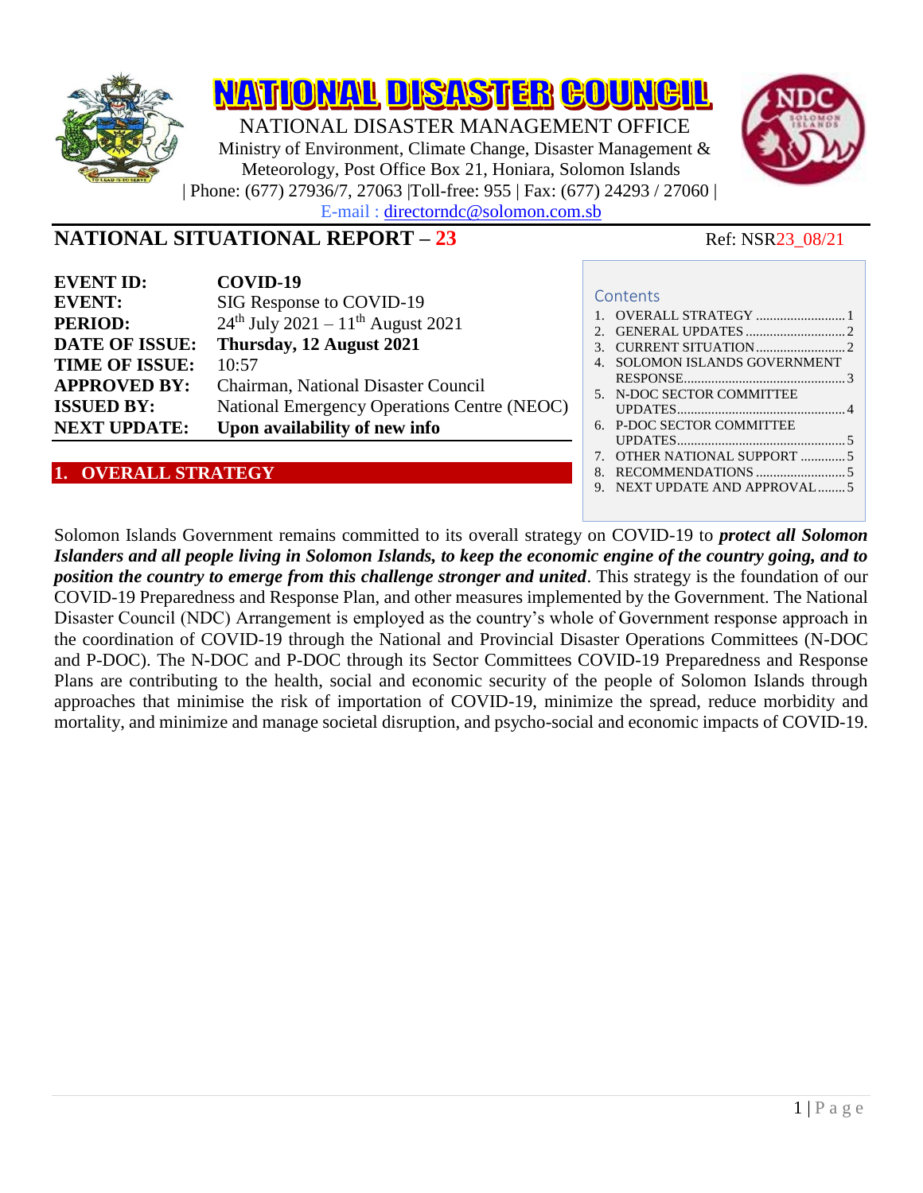# NATIONAL DISASTER COUNCIL

NATIONAL DISASTER MANAGEMENT OFFICE
Ministry of Environment, Climate Change, Disaster Management & Meteorology, Post Office Box 21, Honiara, Solomon Islands
| Phone: (677) 27936/7, 27063 |Toll-free: 955 | Fax: (677) 24293 / 27060 |
E-mail : directorndc@solomon.com.sb

## NATIONAL SITUATIONAL REPORT – 23

Ref: NSR23_08/21

| | |
|---|---|
| **EVENT ID:** | **COVID-19** |
| **EVENT:** | SIG Response to COVID-19 |
| **PERIOD:** | 24th July 2021 – 11th August 2021 |
| **DATE OF ISSUE:** | **Thursday, 12 August 2021** |
| **TIME OF ISSUE:** | 10:57 |
| **APPROVED BY:** | Chairman, National Disaster Council |
| **ISSUED BY:** | National Emergency Operations Centre (NEOC) |
| **NEXT UPDATE:** | **Upon availability of new info** |

Contents

1. OVERALL STRATEGY .......... 1
2. GENERAL UPDATES .......... 2
3. CURRENT SITUATION .......... 2
4. SOLOMON ISLANDS GOVERNMENT RESPONSE .......... 3
5. N-DOC SECTOR COMMITTEE UPDATES .......... 4
6. P-DOC SECTOR COMMITTEE UPDATES .......... 5
7. OTHER NATIONAL SUPPORT .......... 5
8. RECOMMENDATIONS .......... 5
9. NEXT UPDATE AND APPROVAL .......... 5

## 1. OVERALL STRATEGY

Solomon Islands Government remains committed to its overall strategy on COVID-19 to ***protect all Solomon Islanders and all people living in Solomon Islands, to keep the economic engine of the country going, and to position the country to emerge from this challenge stronger and united***. This strategy is the foundation of our COVID-19 Preparedness and Response Plan, and other measures implemented by the Government. The National Disaster Council (NDC) Arrangement is employed as the country's whole of Government response approach in the coordination of COVID-19 through the National and Provincial Disaster Operations Committees (N-DOC and P-DOC). The N-DOC and P-DOC through its Sector Committees COVID-19 Preparedness and Response Plans are contributing to the health, social and economic security of the people of Solomon Islands through approaches that minimise the risk of importation of COVID-19, minimize the spread, reduce morbidity and mortality, and minimize and manage societal disruption, and psycho-social and economic impacts of COVID-19.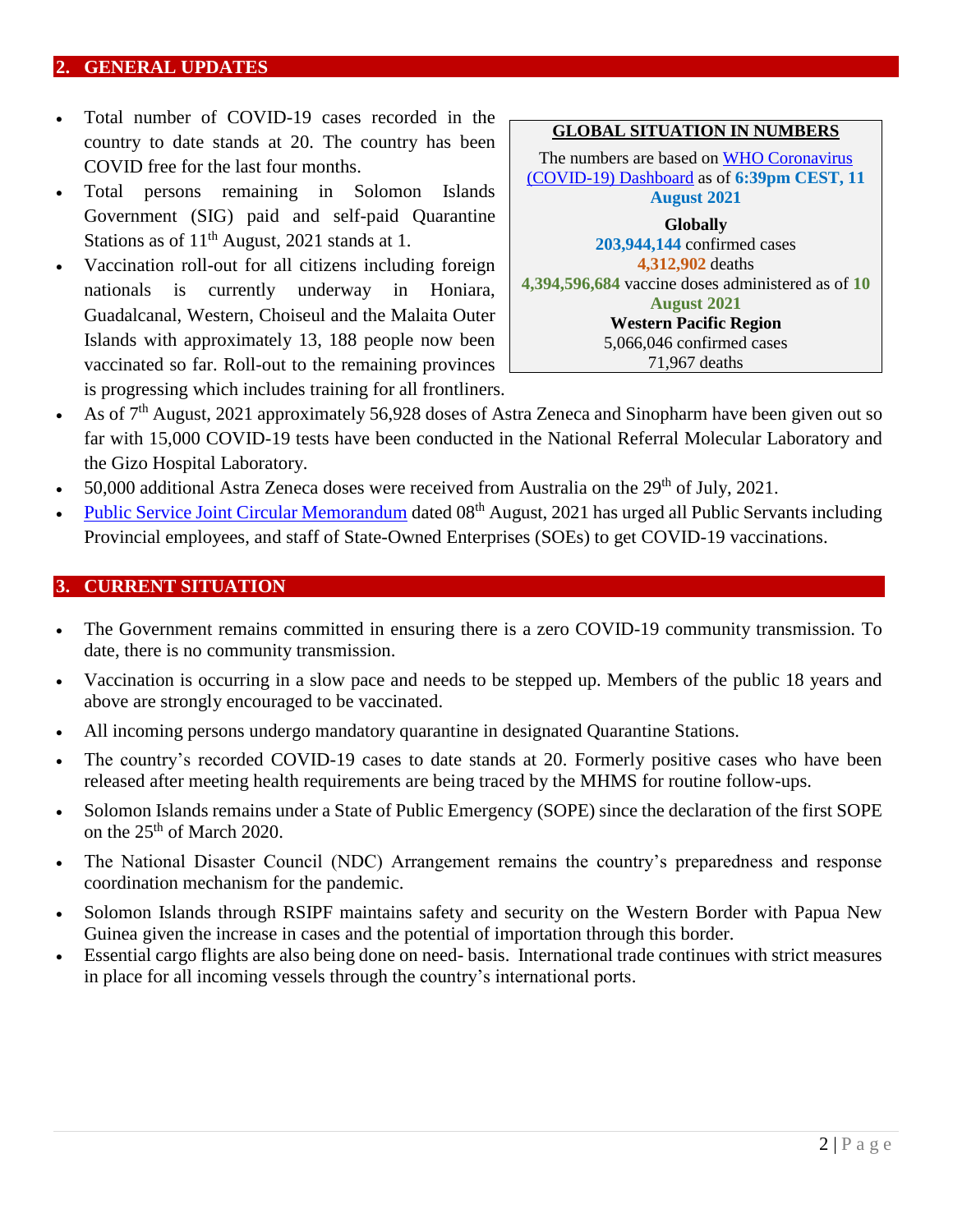## 2. GENERAL UPDATES

- Total number of COVID-19 cases recorded in the country to date stands at 20. The country has been COVID free for the last four months.
- Total persons remaining in Solomon Islands Government (SIG) paid and self-paid Quarantine Stations as of 11th August, 2021 stands at 1.
- Vaccination roll-out for all citizens including foreign nationals is currently underway in Honiara, Guadalcanal, Western, Choiseul and the Malaita Outer Islands with approximately 13, 188 people now been vaccinated so far. Roll-out to the remaining provinces is progressing which includes training for all frontliners.
- As of 7th August, 2021 approximately 56,928 doses of Astra Zeneca and Sinopharm have been given out so far with 15,000 COVID-19 tests have been conducted in the National Referral Molecular Laboratory and the Gizo Hospital Laboratory.
- 50,000 additional Astra Zeneca doses were received from Australia on the 29th of July, 2021.
- Public Service Joint Circular Memorandum dated 08th August, 2021 has urged all Public Servants including Provincial employees, and staff of State-Owned Enterprises (SOEs) to get COVID-19 vaccinations.

**GLOBAL SITUATION IN NUMBERS**

The numbers are based on WHO Coronavirus (COVID-19) Dashboard as of **6:39pm CEST, 11 August 2021**

**Globally**
**203,944,144** confirmed cases
**4,312,902** deaths
**4,394,596,684** vaccine doses administered as of **10 August 2021**

**Western Pacific Region**
5,066,046 confirmed cases
71,967 deaths

## 3. CURRENT SITUATION

- The Government remains committed in ensuring there is a zero COVID-19 community transmission. To date, there is no community transmission.
- Vaccination is occurring in a slow pace and needs to be stepped up. Members of the public 18 years and above are strongly encouraged to be vaccinated.
- All incoming persons undergo mandatory quarantine in designated Quarantine Stations.
- The country's recorded COVID-19 cases to date stands at 20. Formerly positive cases who have been released after meeting health requirements are being traced by the MHMS for routine follow-ups.
- Solomon Islands remains under a State of Public Emergency (SOPE) since the declaration of the first SOPE on the 25th of March 2020.
- The National Disaster Council (NDC) Arrangement remains the country's preparedness and response coordination mechanism for the pandemic.
- Solomon Islands through RSIPF maintains safety and security on the Western Border with Papua New Guinea given the increase in cases and the potential of importation through this border.
- Essential cargo flights are also being done on need- basis. International trade continues with strict measures in place for all incoming vessels through the country's international ports.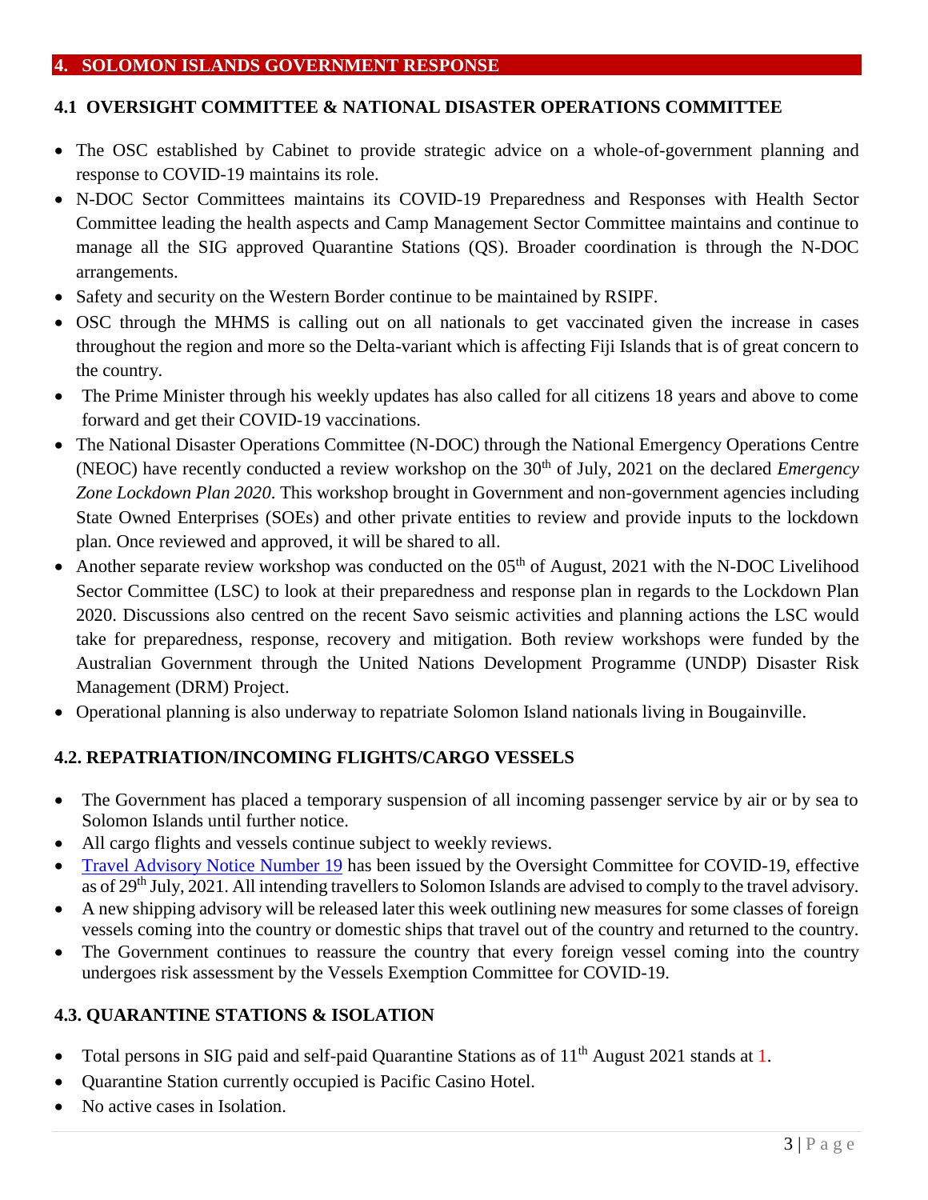## 4. SOLOMON ISLANDS GOVERNMENT RESPONSE

### 4.1 OVERSIGHT COMMITTEE & NATIONAL DISASTER OPERATIONS COMMITTEE

- The OSC established by Cabinet to provide strategic advice on a whole-of-government planning and response to COVID-19 maintains its role.
- N-DOC Sector Committees maintains its COVID-19 Preparedness and Responses with Health Sector Committee leading the health aspects and Camp Management Sector Committee maintains and continue to manage all the SIG approved Quarantine Stations (QS). Broader coordination is through the N-DOC arrangements.
- Safety and security on the Western Border continue to be maintained by RSIPF.
- OSC through the MHMS is calling out on all nationals to get vaccinated given the increase in cases throughout the region and more so the Delta-variant which is affecting Fiji Islands that is of great concern to the country.
- The Prime Minister through his weekly updates has also called for all citizens 18 years and above to come forward and get their COVID-19 vaccinations.
- The National Disaster Operations Committee (N-DOC) through the National Emergency Operations Centre (NEOC) have recently conducted a review workshop on the 30th of July, 2021 on the declared *Emergency Zone Lockdown Plan 2020*. This workshop brought in Government and non-government agencies including State Owned Enterprises (SOEs) and other private entities to review and provide inputs to the lockdown plan. Once reviewed and approved, it will be shared to all.
- Another separate review workshop was conducted on the 05th of August, 2021 with the N-DOC Livelihood Sector Committee (LSC) to look at their preparedness and response plan in regards to the Lockdown Plan 2020. Discussions also centred on the recent Savo seismic activities and planning actions the LSC would take for preparedness, response, recovery and mitigation. Both review workshops were funded by the Australian Government through the United Nations Development Programme (UNDP) Disaster Risk Management (DRM) Project.
- Operational planning is also underway to repatriate Solomon Island nationals living in Bougainville.

### 4.2. REPATRIATION/INCOMING FLIGHTS/CARGO VESSELS

- The Government has placed a temporary suspension of all incoming passenger service by air or by sea to Solomon Islands until further notice.
- All cargo flights and vessels continue subject to weekly reviews.
- Travel Advisory Notice Number 19 has been issued by the Oversight Committee for COVID-19, effective as of 29th July, 2021. All intending travellers to Solomon Islands are advised to comply to the travel advisory.
- A new shipping advisory will be released later this week outlining new measures for some classes of foreign vessels coming into the country or domestic ships that travel out of the country and returned to the country.
- The Government continues to reassure the country that every foreign vessel coming into the country undergoes risk assessment by the Vessels Exemption Committee for COVID-19.

### 4.3. QUARANTINE STATIONS & ISOLATION

- Total persons in SIG paid and self-paid Quarantine Stations as of 11th August 2021 stands at 1.
- Quarantine Station currently occupied is Pacific Casino Hotel.
- No active cases in Isolation.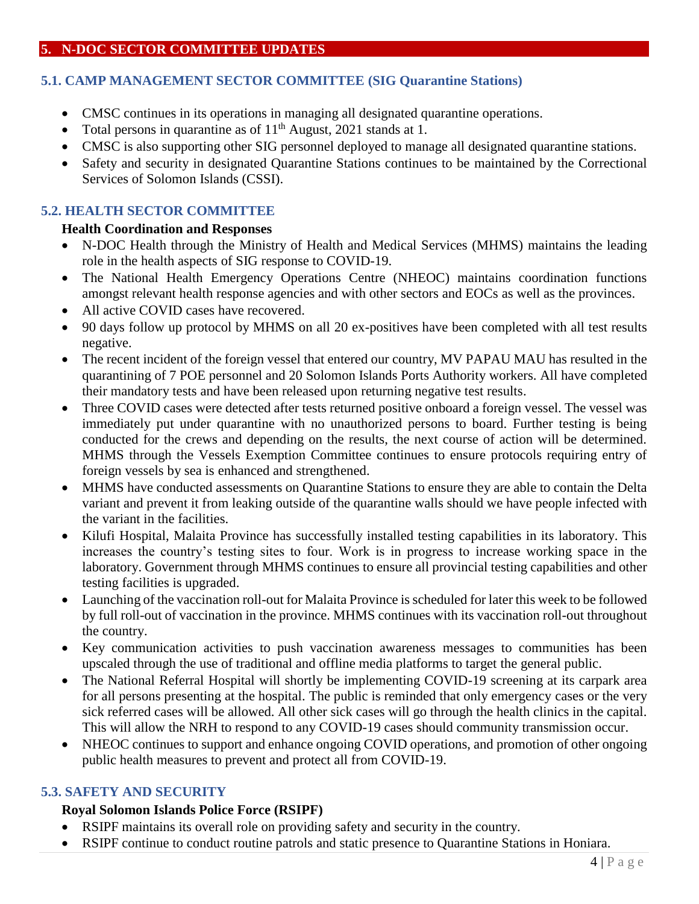## 5. N-DOC SECTOR COMMITTEE UPDATES

### 5.1. CAMP MANAGEMENT SECTOR COMMITTEE (SIG Quarantine Stations)

- CMSC continues in its operations in managing all designated quarantine operations.
- Total persons in quarantine as of 11th August, 2021 stands at 1.
- CMSC is also supporting other SIG personnel deployed to manage all designated quarantine stations.
- Safety and security in designated Quarantine Stations continues to be maintained by the Correctional Services of Solomon Islands (CSSI).

### 5.2. HEALTH SECTOR COMMITTEE

**Health Coordination and Responses**

- N-DOC Health through the Ministry of Health and Medical Services (MHMS) maintains the leading role in the health aspects of SIG response to COVID-19.
- The National Health Emergency Operations Centre (NHEOC) maintains coordination functions amongst relevant health response agencies and with other sectors and EOCs as well as the provinces.
- All active COVID cases have recovered.
- 90 days follow up protocol by MHMS on all 20 ex-positives have been completed with all test results negative.
- The recent incident of the foreign vessel that entered our country, MV PAPAU MAU has resulted in the quarantining of 7 POE personnel and 20 Solomon Islands Ports Authority workers. All have completed their mandatory tests and have been released upon returning negative test results.
- Three COVID cases were detected after tests returned positive onboard a foreign vessel. The vessel was immediately put under quarantine with no unauthorized persons to board. Further testing is being conducted for the crews and depending on the results, the next course of action will be determined. MHMS through the Vessels Exemption Committee continues to ensure protocols requiring entry of foreign vessels by sea is enhanced and strengthened.
- MHMS have conducted assessments on Quarantine Stations to ensure they are able to contain the Delta variant and prevent it from leaking outside of the quarantine walls should we have people infected with the variant in the facilities.
- Kilufi Hospital, Malaita Province has successfully installed testing capabilities in its laboratory. This increases the country's testing sites to four. Work is in progress to increase working space in the laboratory. Government through MHMS continues to ensure all provincial testing capabilities and other testing facilities is upgraded.
- Launching of the vaccination roll-out for Malaita Province is scheduled for later this week to be followed by full roll-out of vaccination in the province. MHMS continues with its vaccination roll-out throughout the country.
- Key communication activities to push vaccination awareness messages to communities has been upscaled through the use of traditional and offline media platforms to target the general public.
- The National Referral Hospital will shortly be implementing COVID-19 screening at its carpark area for all persons presenting at the hospital. The public is reminded that only emergency cases or the very sick referred cases will be allowed. All other sick cases will go through the health clinics in the capital. This will allow the NRH to respond to any COVID-19 cases should community transmission occur.
- NHEOC continues to support and enhance ongoing COVID operations, and promotion of other ongoing public health measures to prevent and protect all from COVID-19.

### 5.3. SAFETY AND SECURITY

**Royal Solomon Islands Police Force (RSIPF)**

- RSIPF maintains its overall role on providing safety and security in the country.
- RSIPF continue to conduct routine patrols and static presence to Quarantine Stations in Honiara.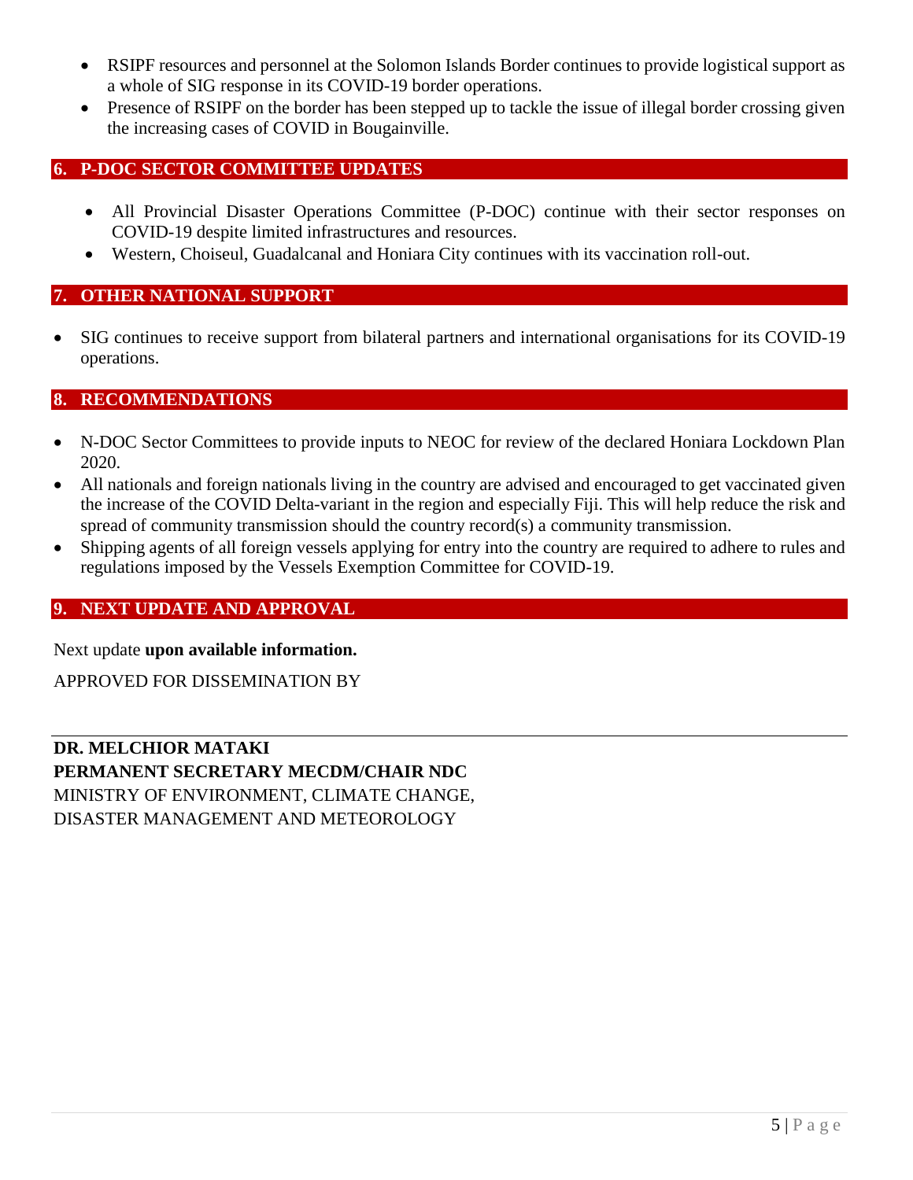- RSIPF resources and personnel at the Solomon Islands Border continues to provide logistical support as a whole of SIG response in its COVID-19 border operations.
- Presence of RSIPF on the border has been stepped up to tackle the issue of illegal border crossing given the increasing cases of COVID in Bougainville.

## 6. P-DOC SECTOR COMMITTEE UPDATES

- All Provincial Disaster Operations Committee (P-DOC) continue with their sector responses on COVID-19 despite limited infrastructures and resources.
- Western, Choiseul, Guadalcanal and Honiara City continues with its vaccination roll-out.

## 7. OTHER NATIONAL SUPPORT

- SIG continues to receive support from bilateral partners and international organisations for its COVID-19 operations.

## 8. RECOMMENDATIONS

- N-DOC Sector Committees to provide inputs to NEOC for review of the declared Honiara Lockdown Plan 2020.
- All nationals and foreign nationals living in the country are advised and encouraged to get vaccinated given the increase of the COVID Delta-variant in the region and especially Fiji. This will help reduce the risk and spread of community transmission should the country record(s) a community transmission.
- Shipping agents of all foreign vessels applying for entry into the country are required to adhere to rules and regulations imposed by the Vessels Exemption Committee for COVID-19.

## 9. NEXT UPDATE AND APPROVAL

Next update **upon available information.**

APPROVED FOR DISSEMINATION BY

---

**DR. MELCHIOR MATAKI**
**PERMANENT SECRETARY MECDM/CHAIR NDC**
MINISTRY OF ENVIRONMENT, CLIMATE CHANGE,
DISASTER MANAGEMENT AND METEOROLOGY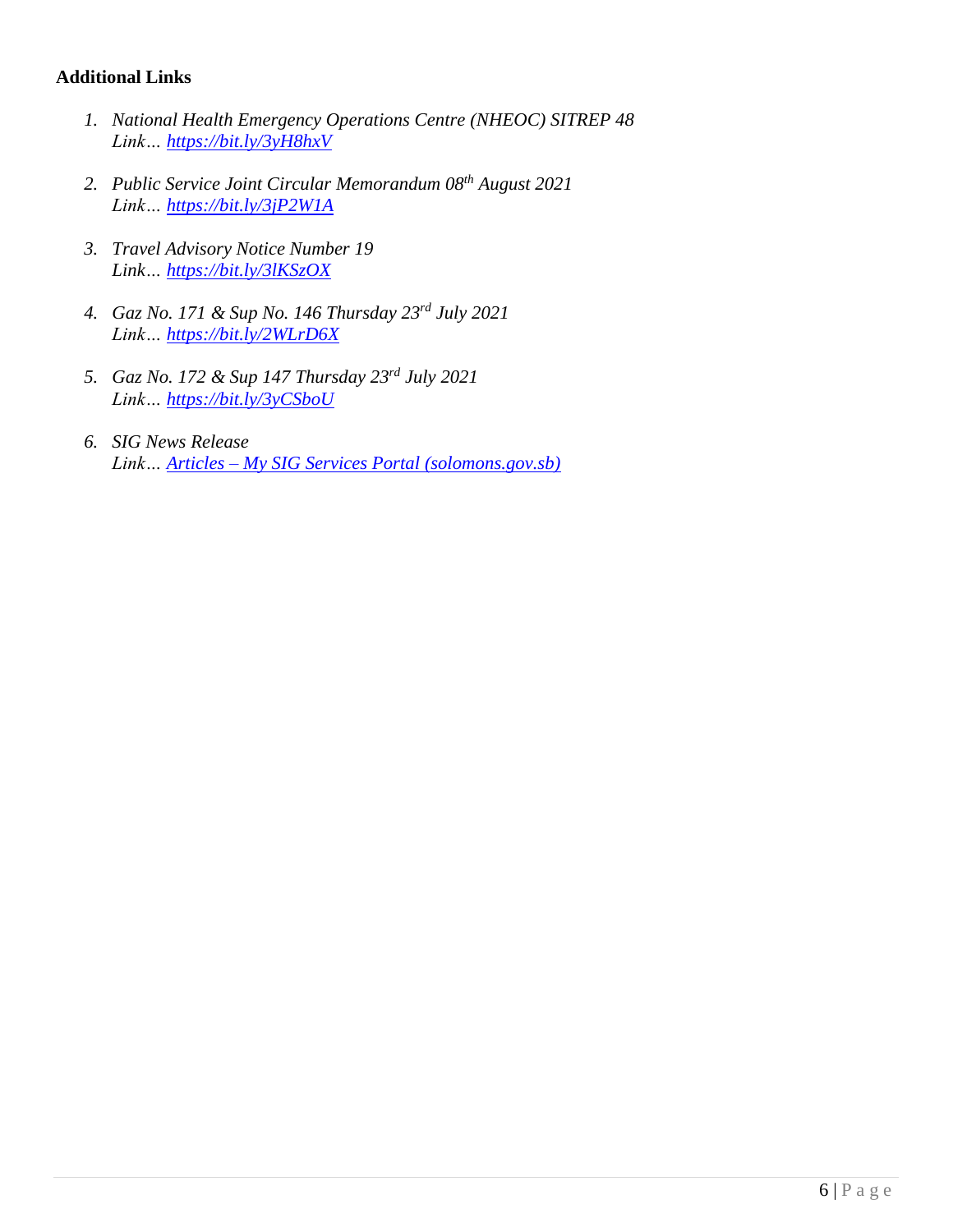**Additional Links**

1. *National Health Emergency Operations Centre (NHEOC) SITREP 48*
   *Link… [https://bit.ly/3yH8hxV](https://bit.ly/3yH8hxV)*

2. *Public Service Joint Circular Memorandum 08th August 2021*
   *Link… [https://bit.ly/3jP2W1A](https://bit.ly/3jP2W1A)*

3. *Travel Advisory Notice Number 19*
   *Link… [https://bit.ly/3lKSzOX](https://bit.ly/3lKSzOX)*

4. *Gaz No. 171 & Sup No. 146 Thursday 23rd July 2021*
   *Link… [https://bit.ly/2WLrD6X](https://bit.ly/2WLrD6X)*

5. *Gaz No. 172 & Sup 147 Thursday 23rd July 2021*
   *Link… [https://bit.ly/3yCSboU](https://bit.ly/3yCSboU)*

6. *SIG News Release*
   *Link… Articles – My SIG Services Portal (solomons.gov.sb)*